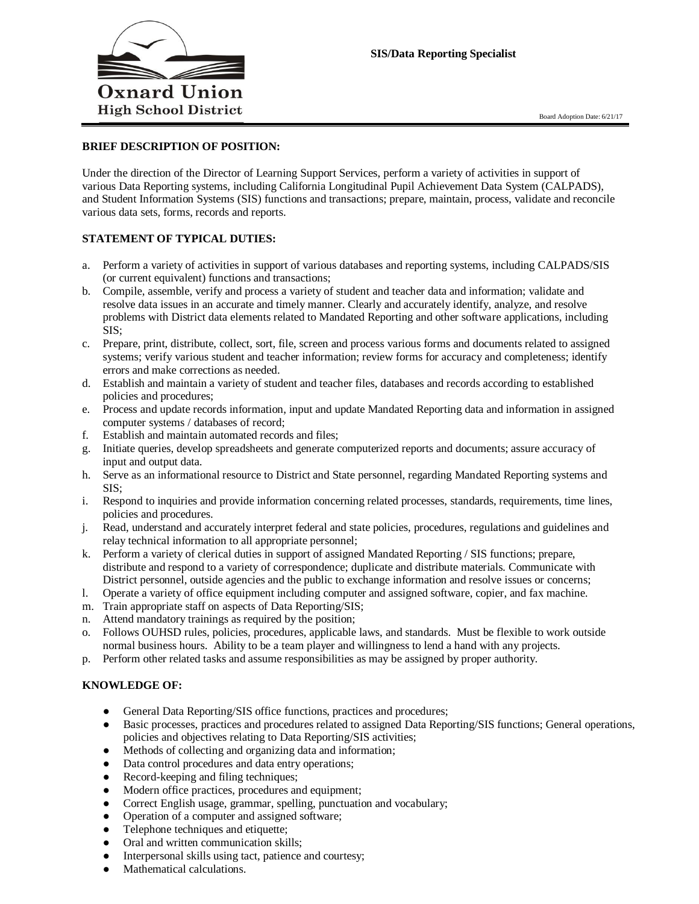Oxnard Union High School District

# SIS/Data Reporting Specialist

Board Adoption Date: 6/21/17

**BRIEF DESCRIPTION OF POSITION:**

Under the direction of the Director of Learning Support Services, perform a variety of activities in support of various Data Reporting systems, including California Longitudinal Pupil Achievement Data System (CALPADS), and Student Information Systems (SIS) functions and transactions; prepare, maintain, process, validate and reconcile various data sets, forms, records and reports.

**STATEMENT OF TYPICAL DUTIES:**

a. Perform a variety of activities in support of various databases and reporting systems, including CALPADS/SIS (or current equivalent) functions and transactions;
b. Compile, assemble, verify and process a variety of student and teacher data and information; validate and resolve data issues in an accurate and timely manner. Clearly and accurately identify, analyze, and resolve problems with District data elements related to Mandated Reporting and other software applications, including SIS;
c. Prepare, print, distribute, collect, sort, file, screen and process various forms and documents related to assigned systems; verify various student and teacher information; review forms for accuracy and completeness; identify errors and make corrections as needed.
d. Establish and maintain a variety of student and teacher files, databases and records according to established policies and procedures;
e. Process and update records information, input and update Mandated Reporting data and information in assigned computer systems / databases of record;
f. Establish and maintain automated records and files;
g. Initiate queries, develop spreadsheets and generate computerized reports and documents; assure accuracy of input and output data.
h. Serve as an informational resource to District and State personnel, regarding Mandated Reporting systems and SIS;
i. Respond to inquiries and provide information concerning related processes, standards, requirements, time lines, policies and procedures.
j. Read, understand and accurately interpret federal and state policies, procedures, regulations and guidelines and relay technical information to all appropriate personnel;
k. Perform a variety of clerical duties in support of assigned Mandated Reporting / SIS functions; prepare, distribute and respond to a variety of correspondence; duplicate and distribute materials. Communicate with District personnel, outside agencies and the public to exchange information and resolve issues or concerns;
l. Operate a variety of office equipment including computer and assigned software, copier, and fax machine.
m. Train appropriate staff on aspects of Data Reporting/SIS;
n. Attend mandatory trainings as required by the position;
o. Follows OUHSD rules, policies, procedures, applicable laws, and standards. Must be flexible to work outside normal business hours. Ability to be a team player and willingness to lend a hand with any projects.
p. Perform other related tasks and assume responsibilities as may be assigned by proper authority.

**KNOWLEDGE OF:**

- General Data Reporting/SIS office functions, practices and procedures;
- Basic processes, practices and procedures related to assigned Data Reporting/SIS functions; General operations, policies and objectives relating to Data Reporting/SIS activities;
- Methods of collecting and organizing data and information;
- Data control procedures and data entry operations;
- Record-keeping and filing techniques;
- Modern office practices, procedures and equipment;
- Correct English usage, grammar, spelling, punctuation and vocabulary;
- Operation of a computer and assigned software;
- Telephone techniques and etiquette;
- Oral and written communication skills;
- Interpersonal skills using tact, patience and courtesy;
- Mathematical calculations.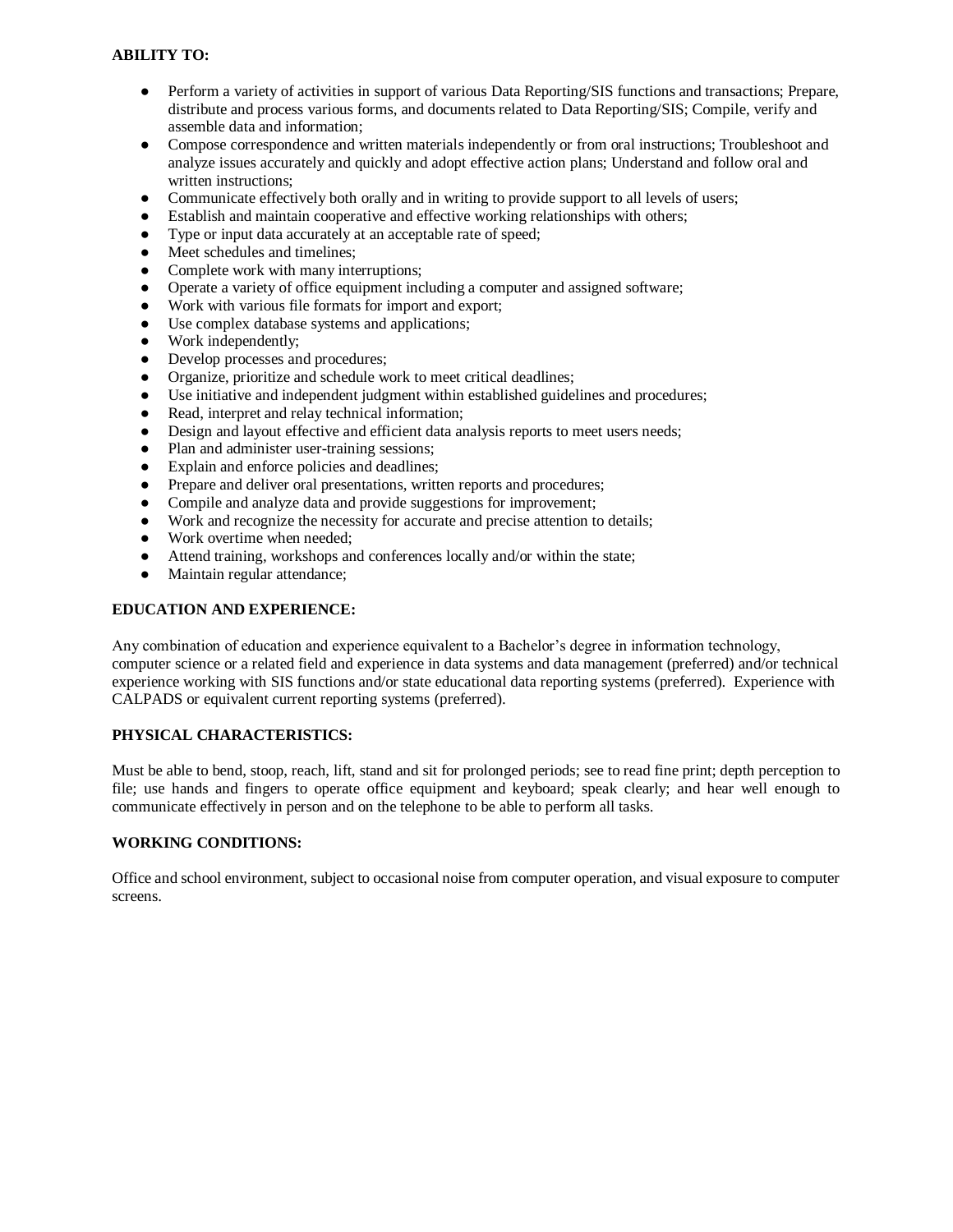**ABILITY TO:**

- Perform a variety of activities in support of various Data Reporting/SIS functions and transactions; Prepare, distribute and process various forms, and documents related to Data Reporting/SIS; Compile, verify and assemble data and information;
- Compose correspondence and written materials independently or from oral instructions; Troubleshoot and analyze issues accurately and quickly and adopt effective action plans; Understand and follow oral and written instructions;
- Communicate effectively both orally and in writing to provide support to all levels of users;
- Establish and maintain cooperative and effective working relationships with others;
- Type or input data accurately at an acceptable rate of speed;
- Meet schedules and timelines;
- Complete work with many interruptions;
- Operate a variety of office equipment including a computer and assigned software;
- Work with various file formats for import and export;
- Use complex database systems and applications;
- Work independently;
- Develop processes and procedures;
- Organize, prioritize and schedule work to meet critical deadlines;
- Use initiative and independent judgment within established guidelines and procedures;
- Read, interpret and relay technical information;
- Design and layout effective and efficient data analysis reports to meet users needs;
- Plan and administer user-training sessions;
- Explain and enforce policies and deadlines;
- Prepare and deliver oral presentations, written reports and procedures;
- Compile and analyze data and provide suggestions for improvement;
- Work and recognize the necessity for accurate and precise attention to details;
- Work overtime when needed;
- Attend training, workshops and conferences locally and/or within the state;
- Maintain regular attendance;

**EDUCATION AND EXPERIENCE:**

Any combination of education and experience equivalent to a Bachelor's degree in information technology, computer science or a related field and experience in data systems and data management (preferred) and/or technical experience working with SIS functions and/or state educational data reporting systems (preferred). Experience with CALPADS or equivalent current reporting systems (preferred).

**PHYSICAL CHARACTERISTICS:**

Must be able to bend, stoop, reach, lift, stand and sit for prolonged periods; see to read fine print; depth perception to file; use hands and fingers to operate office equipment and keyboard; speak clearly; and hear well enough to communicate effectively in person and on the telephone to be able to perform all tasks.

**WORKING CONDITIONS:**

Office and school environment, subject to occasional noise from computer operation, and visual exposure to computer screens.